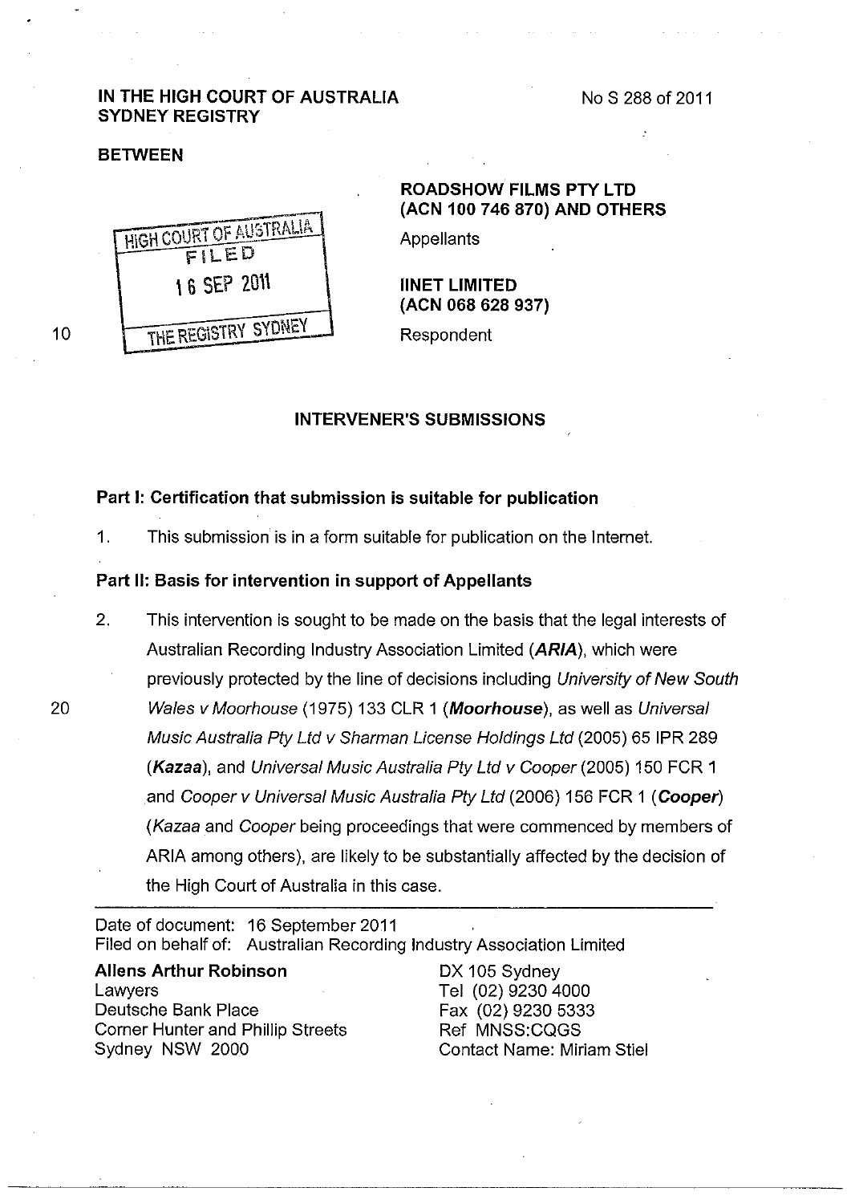**IN THE HIGH COURT OF AUSTRALIA**
**SYDNEY REGISTRY**

No S 288 of 2011

**BETWEEN**

HIGH COURT OF AUSTRALIA
FILED
16 SEP 2011
THE REGISTRY SYDNEY

**ROADSHOW FILMS PTY LTD**
**(ACN 100 746 870) AND OTHERS**

Appellants

**IINET LIMITED**
**(ACN 068 628 937)**

Respondent

## INTERVENER'S SUBMISSIONS

### Part I: Certification that submission is suitable for publication

1. This submission is in a form suitable for publication on the Internet.

### Part II: Basis for intervention in support of Appellants

2. This intervention is sought to be made on the basis that the legal interests of Australian Recording Industry Association Limited (***ARIA***), which were previously protected by the line of decisions including *University of New South Wales v Moorhouse* (1975) 133 CLR 1 (***Moorhouse***), as well as *Universal Music Australia Pty Ltd v Sharman License Holdings Ltd* (2005) 65 IPR 289 (***Kazaa***), and *Universal Music Australia Pty Ltd v Cooper* (2005) 150 FCR 1 and *Cooper v Universal Music Australia Pty Ltd* (2006) 156 FCR 1 (***Cooper***) (*Kazaa* and *Cooper* being proceedings that were commenced by members of ARIA among others), are likely to be substantially affected by the decision of the High Court of Australia in this case.

---

Date of document: 16 September 2011
Filed on behalf of: Australian Recording Industry Association Limited

**Allens Arthur Robinson**
Lawyers
Deutsche Bank Place
Corner Hunter and Phillip Streets
Sydney NSW 2000

DX 105 Sydney
Tel (02) 9230 4000
Fax (02) 9230 5333
Ref MNSS:CQGS
Contact Name: Miriam Stiel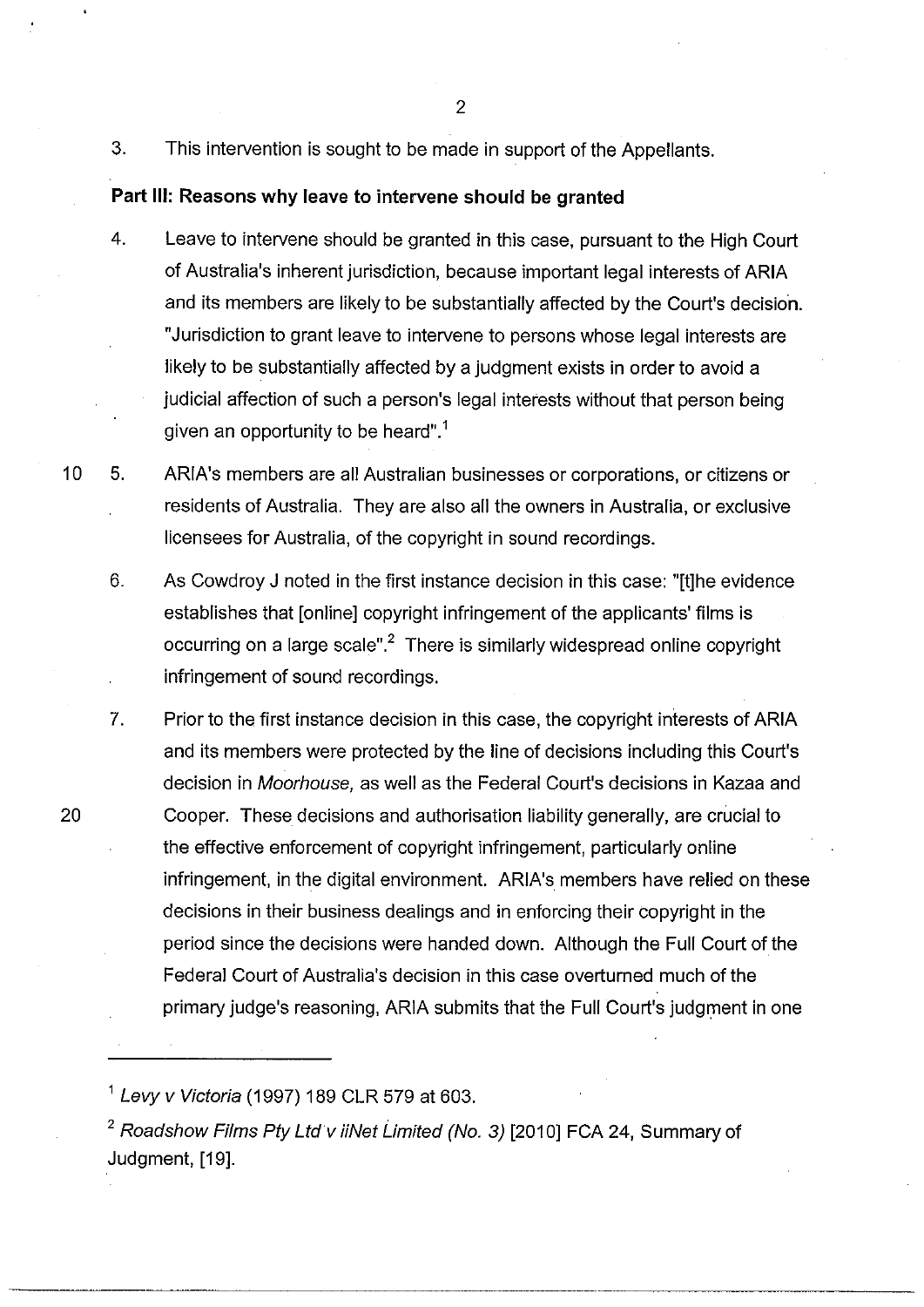3. This intervention is sought to be made in support of the Appellants.

**Part III: Reasons why leave to intervene should be granted**

4. Leave to intervene should be granted in this case, pursuant to the High Court of Australia's inherent jurisdiction, because important legal interests of ARIA and its members are likely to be substantially affected by the Court's decision. "Jurisdiction to grant leave to intervene to persons whose legal interests are likely to be substantially affected by a judgment exists in order to avoid a judicial affection of such a person's legal interests without that person being given an opportunity to be heard".[1]

5. ARIA's members are all Australian businesses or corporations, or citizens or residents of Australia. They are also all the owners in Australia, or exclusive licensees for Australia, of the copyright in sound recordings.

6. As Cowdroy J noted in the first instance decision in this case: "[t]he evidence establishes that [online] copyright infringement of the applicants' films is occurring on a large scale".[2] There is similarly widespread online copyright infringement of sound recordings.

7. Prior to the first instance decision in this case, the copyright interests of ARIA and its members were protected by the line of decisions including this Court's decision in *Moorhouse*, as well as the Federal Court's decisions in Kazaa and Cooper. These decisions and authorisation liability generally, are crucial to the effective enforcement of copyright infringement, particularly online infringement, in the digital environment. ARIA's members have relied on these decisions in their business dealings and in enforcing their copyright in the period since the decisions were handed down. Although the Full Court of the Federal Court of Australia's decision in this case overturned much of the primary judge's reasoning, ARIA submits that the Full Court's judgment in one

---

[1] *Levy v Victoria* (1997) 189 CLR 579 at 603.

[2] *Roadshow Films Pty Ltd v iiNet Limited (No. 3)* [2010] FCA 24, Summary of Judgment, [19].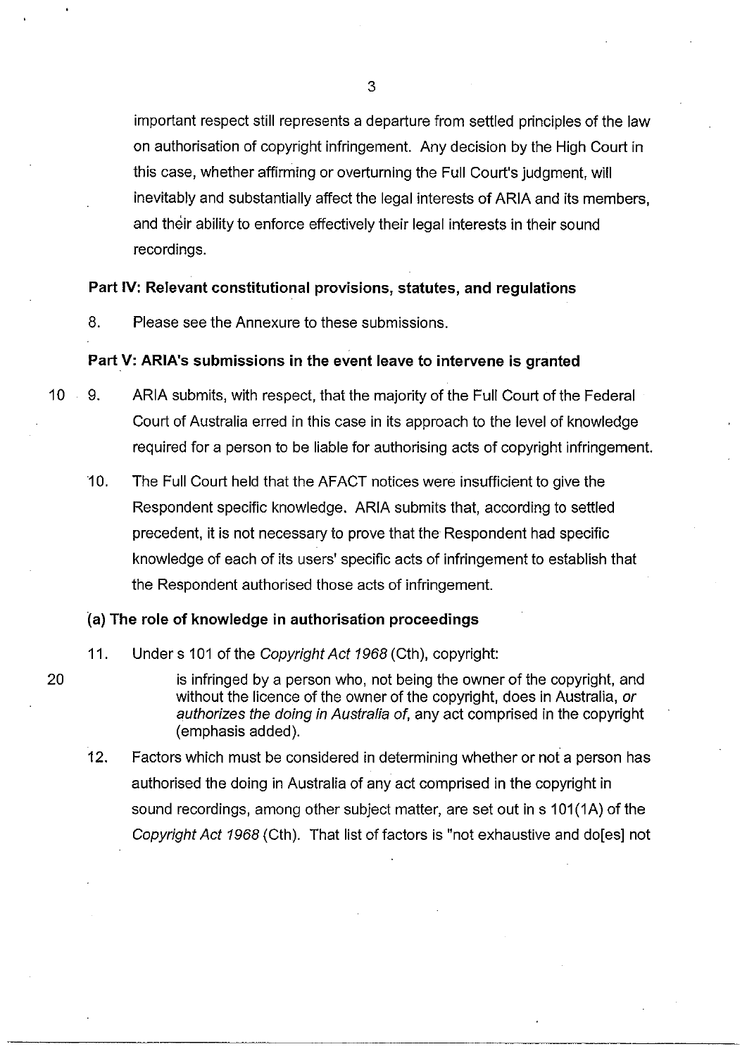important respect still represents a departure from settled principles of the law on authorisation of copyright infringement. Any decision by the High Court in this case, whether affirming or overturning the Full Court's judgment, will inevitably and substantially affect the legal interests of ARIA and its members, and their ability to enforce effectively their legal interests in their sound recordings.

**Part IV: Relevant constitutional provisions, statutes, and regulations**

8. Please see the Annexure to these submissions.

**Part V: ARIA's submissions in the event leave to intervene is granted**

9. ARIA submits, with respect, that the majority of the Full Court of the Federal Court of Australia erred in this case in its approach to the level of knowledge required for a person to be liable for authorising acts of copyright infringement.

10. The Full Court held that the AFACT notices were insufficient to give the Respondent specific knowledge. ARIA submits that, according to settled precedent, it is not necessary to prove that the Respondent had specific knowledge of each of its users' specific acts of infringement to establish that the Respondent authorised those acts of infringement.

**(a) The role of knowledge in authorisation proceedings**

11. Under s 101 of the *Copyright Act 1968* (Cth), copyright:

> is infringed by a person who, not being the owner of the copyright, and without the licence of the owner of the copyright, does in Australia, *or authorizes the doing in Australia of*, any act comprised in the copyright (emphasis added).

12. Factors which must be considered in determining whether or not a person has authorised the doing in Australia of any act comprised in the copyright in sound recordings, among other subject matter, are set out in s 101(1A) of the *Copyright Act 1968* (Cth). That list of factors is "not exhaustive and do[es] not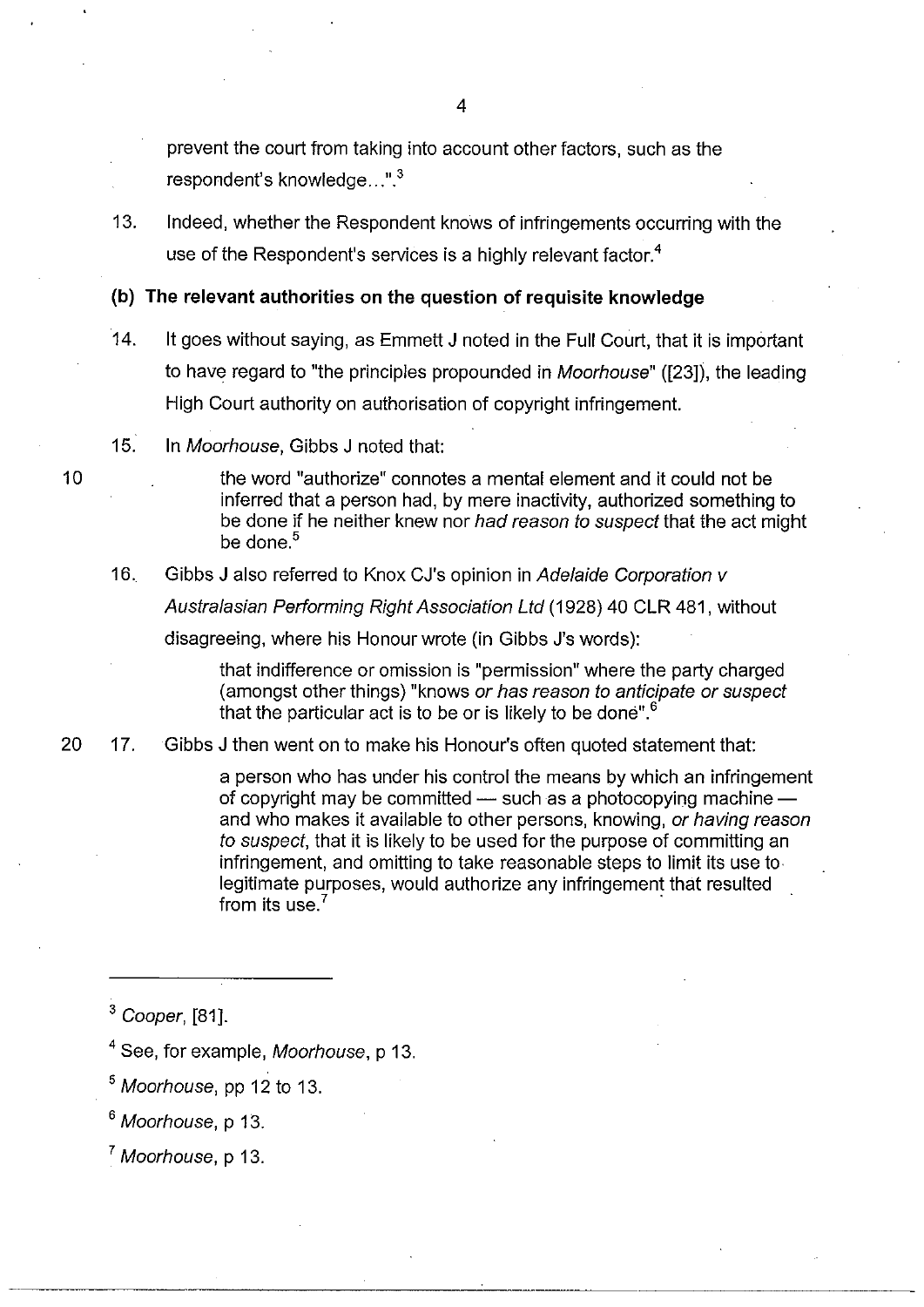prevent the court from taking into account other factors, such as the respondent's knowledge...".[3]

13. Indeed, whether the Respondent knows of infringements occurring with the use of the Respondent's services is a highly relevant factor.[4]

**(b) The relevant authorities on the question of requisite knowledge**

14. It goes without saying, as Emmett J noted in the Full Court, that it is important to have regard to "the principles propounded in *Moorhouse*" ([23]), the leading High Court authority on authorisation of copyright infringement.

15. In *Moorhouse*, Gibbs J noted that:

> the word "authorize" connotes a mental element and it could not be inferred that a person had, by mere inactivity, authorized something to be done if he neither knew nor *had reason to suspect* that the act might be done.[5]

16. Gibbs J also referred to Knox CJ's opinion in *Adelaide Corporation v Australasian Performing Right Association Ltd* (1928) 40 CLR 481, without disagreeing, where his Honour wrote (in Gibbs J's words):

> that indifference or omission is "permission" where the party charged (amongst other things) "knows *or has reason to anticipate or suspect* that the particular act is to be or is likely to be done".[6]

17. Gibbs J then went on to make his Honour's often quoted statement that:

> a person who has under his control the means by which an infringement of copyright may be committed — such as a photocopying machine — and who makes it available to other persons, knowing, *or having reason to suspect*, that it is likely to be used for the purpose of committing an infringement, and omitting to take reasonable steps to limit its use to legitimate purposes, would authorize any infringement that resulted from its use.[7]

---

[3] *Cooper*, [81].

[4] See, for example, *Moorhouse*, p 13.

[5] *Moorhouse*, pp 12 to 13.

[6] *Moorhouse*, p 13.

[7] *Moorhouse*, p 13.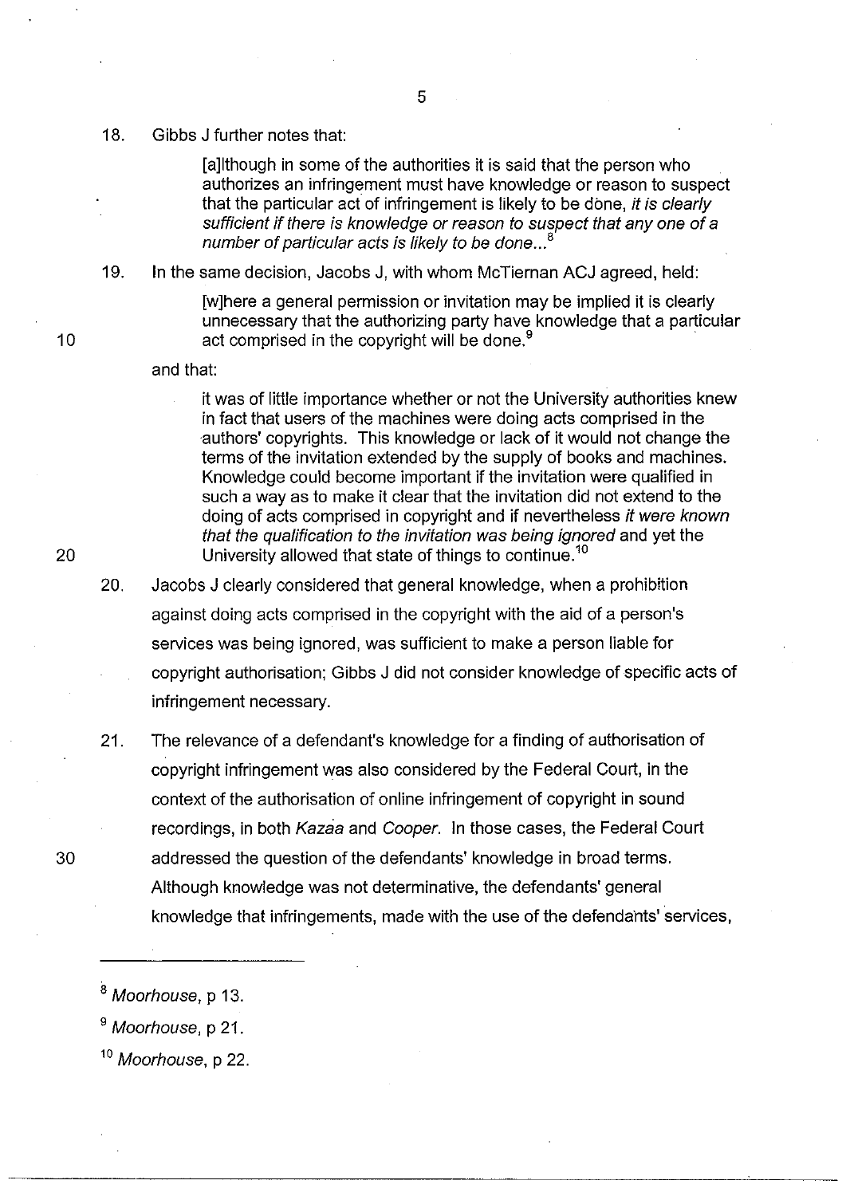18. Gibbs J further notes that:

> [a]lthough in some of the authorities it is said that the person who authorizes an infringement must have knowledge or reason to suspect that the particular act of infringement is likely to be done, *it is clearly sufficient if there is knowledge or reason to suspect that any one of a number of particular acts is likely to be done*...[8]

19. In the same decision, Jacobs J, with whom McTiernan ACJ agreed, held:

> [w]here a general permission or invitation may be implied it is clearly unnecessary that the authorizing party have knowledge that a particular act comprised in the copyright will be done.[9]

and that:

> it was of little importance whether or not the University authorities knew in fact that users of the machines were doing acts comprised in the authors' copyrights. This knowledge or lack of it would not change the terms of the invitation extended by the supply of books and machines. Knowledge could become important if the invitation were qualified in such a way as to make it clear that the invitation did not extend to the doing of acts comprised in copyright and if nevertheless *it were known that the qualification to the invitation was being ignored* and yet the University allowed that state of things to continue.[10]

20. Jacobs J clearly considered that general knowledge, when a prohibition against doing acts comprised in the copyright with the aid of a person's services was being ignored, was sufficient to make a person liable for copyright authorisation; Gibbs J did not consider knowledge of specific acts of infringement necessary.

21. The relevance of a defendant's knowledge for a finding of authorisation of copyright infringement was also considered by the Federal Court, in the context of the authorisation of online infringement of copyright in sound recordings, in both *Kazaa* and *Cooper*. In those cases, the Federal Court addressed the question of the defendants' knowledge in broad terms. Although knowledge was not determinative, the defendants' general knowledge that infringements, made with the use of the defendants' services,

---

[8] *Moorhouse*, p 13.

[9] *Moorhouse*, p 21.

[10] *Moorhouse*, p 22.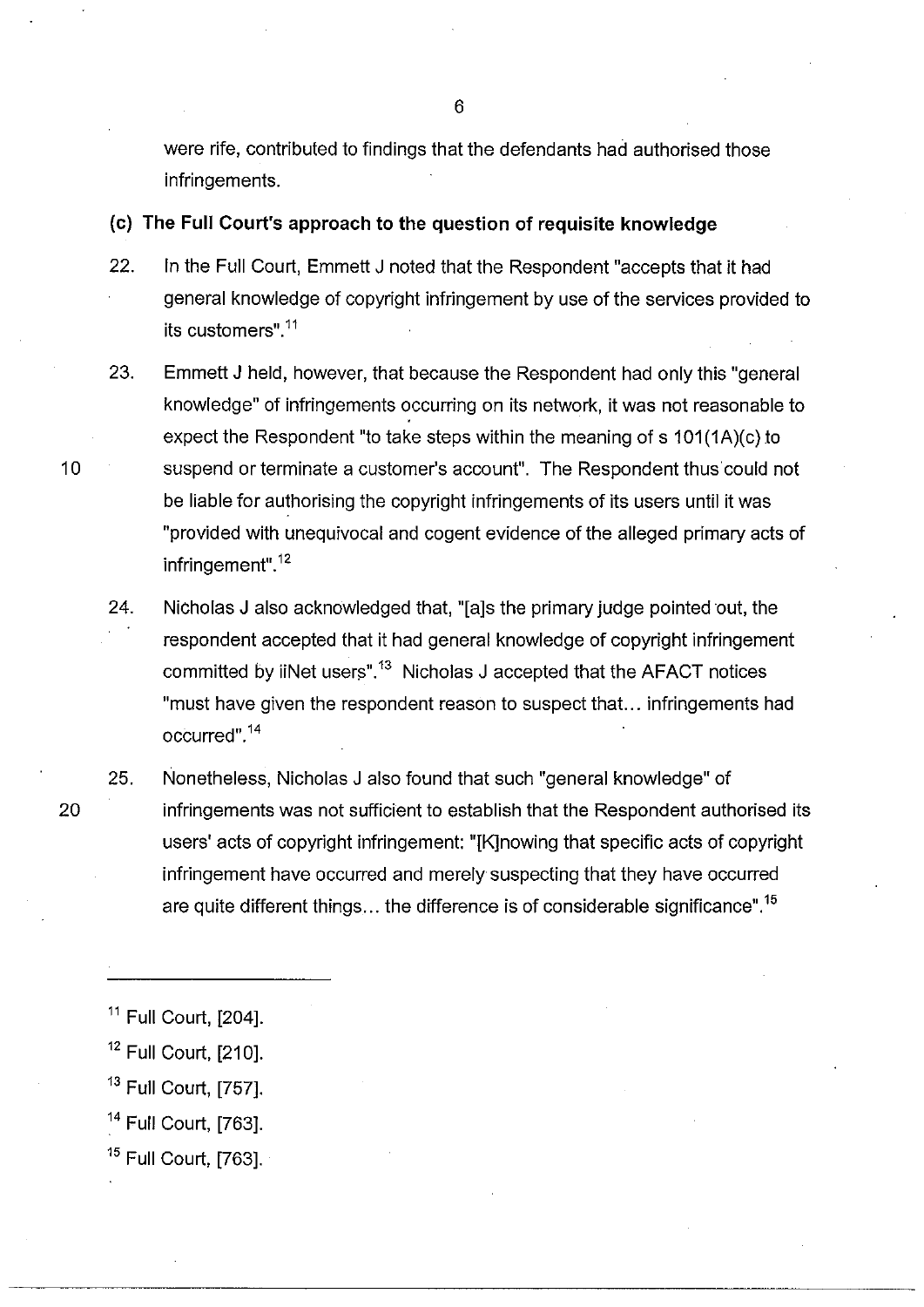were rife, contributed to findings that the defendants had authorised those infringements.

### (c) The Full Court's approach to the question of requisite knowledge

22. In the Full Court, Emmett J noted that the Respondent "accepts that it had general knowledge of copyright infringement by use of the services provided to its customers".[11]

23. Emmett J held, however, that because the Respondent had only this "general knowledge" of infringements occurring on its network, it was not reasonable to expect the Respondent "to take steps within the meaning of s 101(1A)(c) to suspend or terminate a customer's account". The Respondent thus could not be liable for authorising the copyright infringements of its users until it was "provided with unequivocal and cogent evidence of the alleged primary acts of infringement".[12]

24. Nicholas J also acknowledged that, "[a]s the primary judge pointed out, the respondent accepted that it had general knowledge of copyright infringement committed by iiNet users".[13] Nicholas J accepted that the AFACT notices "must have given the respondent reason to suspect that... infringements had occurred".[14]

25. Nonetheless, Nicholas J also found that such "general knowledge" of infringements was not sufficient to establish that the Respondent authorised its users' acts of copyright infringement: "[K]nowing that specific acts of copyright infringement have occurred and merely suspecting that they have occurred are quite different things... the difference is of considerable significance".[15]

---

[11] Full Court, [204].

[12] Full Court, [210].

[13] Full Court, [757].

[14] Full Court, [763].

[15] Full Court, [763].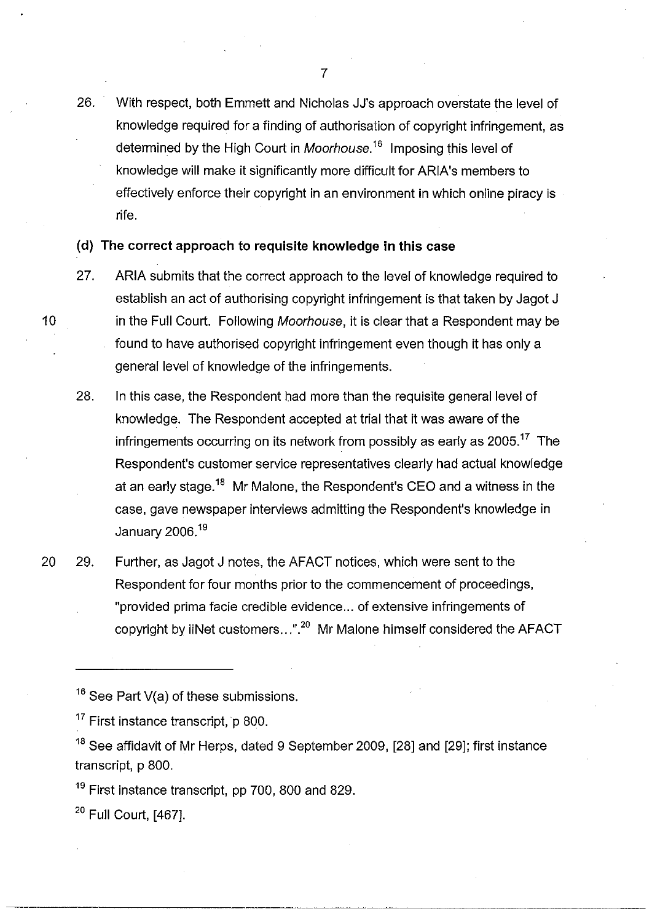26. With respect, both Emmett and Nicholas JJ's approach overstate the level of knowledge required for a finding of authorisation of copyright infringement, as determined by the High Court in *Moorhouse*.[16] Imposing this level of knowledge will make it significantly more difficult for ARIA's members to effectively enforce their copyright in an environment in which online piracy is rife.

**(d) The correct approach to requisite knowledge in this case**

27. ARIA submits that the correct approach to the level of knowledge required to establish an act of authorising copyright infringement is that taken by Jagot J in the Full Court. Following *Moorhouse*, it is clear that a Respondent may be found to have authorised copyright infringement even though it has only a general level of knowledge of the infringements.

28. In this case, the Respondent had more than the requisite general level of knowledge. The Respondent accepted at trial that it was aware of the infringements occurring on its network from possibly as early as 2005.[17] The Respondent's customer service representatives clearly had actual knowledge at an early stage.[18] Mr Malone, the Respondent's CEO and a witness in the case, gave newspaper interviews admitting the Respondent's knowledge in January 2006.[19]

29. Further, as Jagot J notes, the AFACT notices, which were sent to the Respondent for four months prior to the commencement of proceedings, "provided prima facie credible evidence... of extensive infringements of copyright by iiNet customers...".[20] Mr Malone himself considered the AFACT

---

[16] See Part V(a) of these submissions.

[17] First instance transcript, p 800.

[18] See affidavit of Mr Herps, dated 9 September 2009, [28] and [29]; first instance transcript, p 800.

[19] First instance transcript, pp 700, 800 and 829.

[20] Full Court, [467].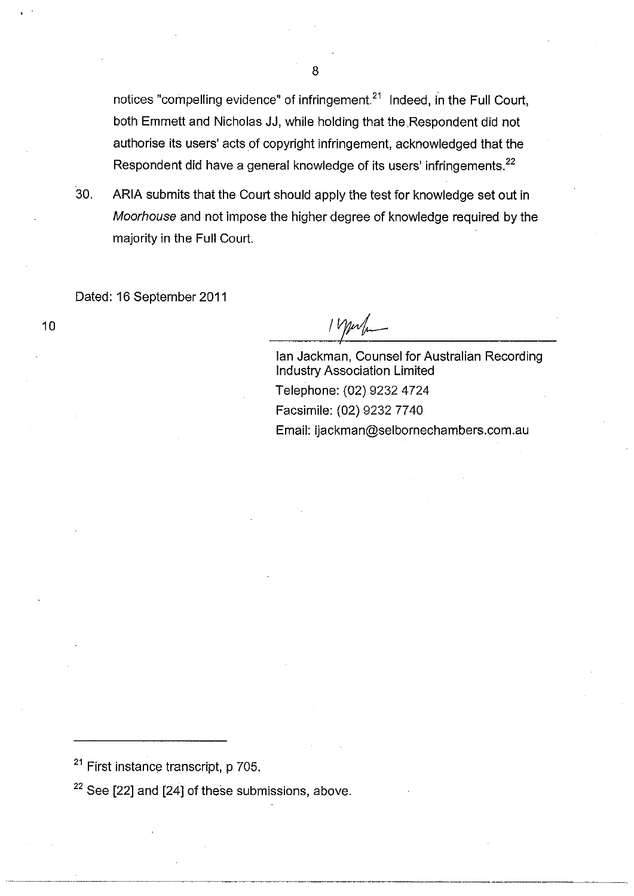notices "compelling evidence" of infringement.[21] Indeed, in the Full Court, both Emmett and Nicholas JJ, while holding that the Respondent did not authorise its users' acts of copyright infringement, acknowledged that the Respondent did have a general knowledge of its users' infringements.[22]

30. ARIA submits that the Court should apply the test for knowledge set out in *Moorhouse* and not impose the higher degree of knowledge required by the majority in the Full Court.

Dated: 16 September 2011

Ian Jackman, Counsel for Australian Recording Industry Association Limited
Telephone: (02) 9232 4724
Facsimile: (02) 9232 7740
Email: ijackman@selbornechambers.com.au

---

[21] First instance transcript, p 705.

[22] See [22] and [24] of these submissions, above.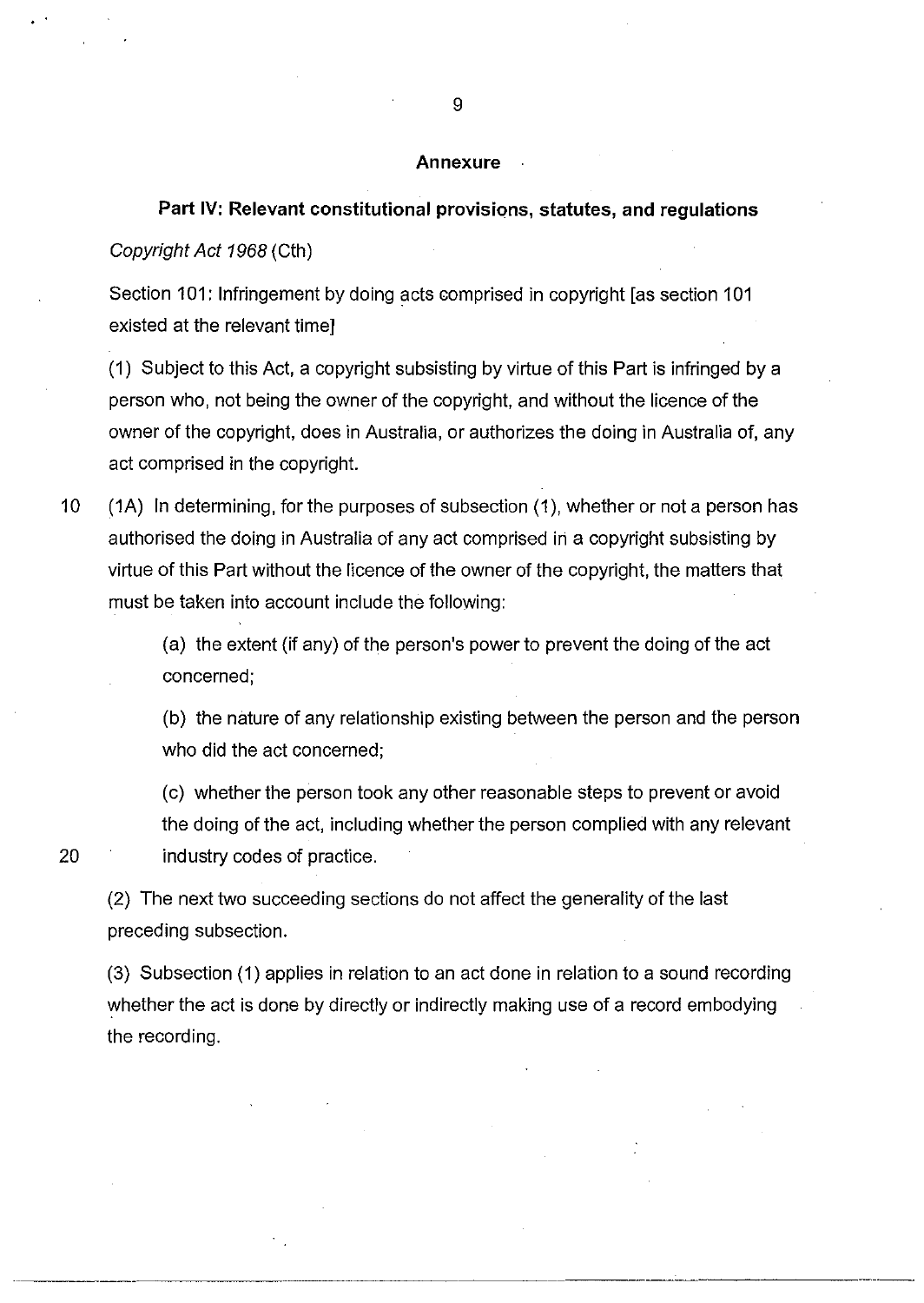## Annexure

### Part IV: Relevant constitutional provisions, statutes, and regulations

*Copyright Act 1968* (Cth)

Section 101: Infringement by doing acts comprised in copyright [as section 101 existed at the relevant time]

(1) Subject to this Act, a copyright subsisting by virtue of this Part is infringed by a person who, not being the owner of the copyright, and without the licence of the owner of the copyright, does in Australia, or authorizes the doing in Australia of, any act comprised in the copyright.

(1A) In determining, for the purposes of subsection (1), whether or not a person has authorised the doing in Australia of any act comprised in a copyright subsisting by virtue of this Part without the licence of the owner of the copyright, the matters that must be taken into account include the following:

> (a) the extent (if any) of the person's power to prevent the doing of the act concerned;
>
> (b) the nature of any relationship existing between the person and the person who did the act concerned;
>
> (c) whether the person took any other reasonable steps to prevent or avoid the doing of the act, including whether the person complied with any relevant industry codes of practice.

(2) The next two succeeding sections do not affect the generality of the last preceding subsection.

(3) Subsection (1) applies in relation to an act done in relation to a sound recording whether the act is done by directly or indirectly making use of a record embodying the recording.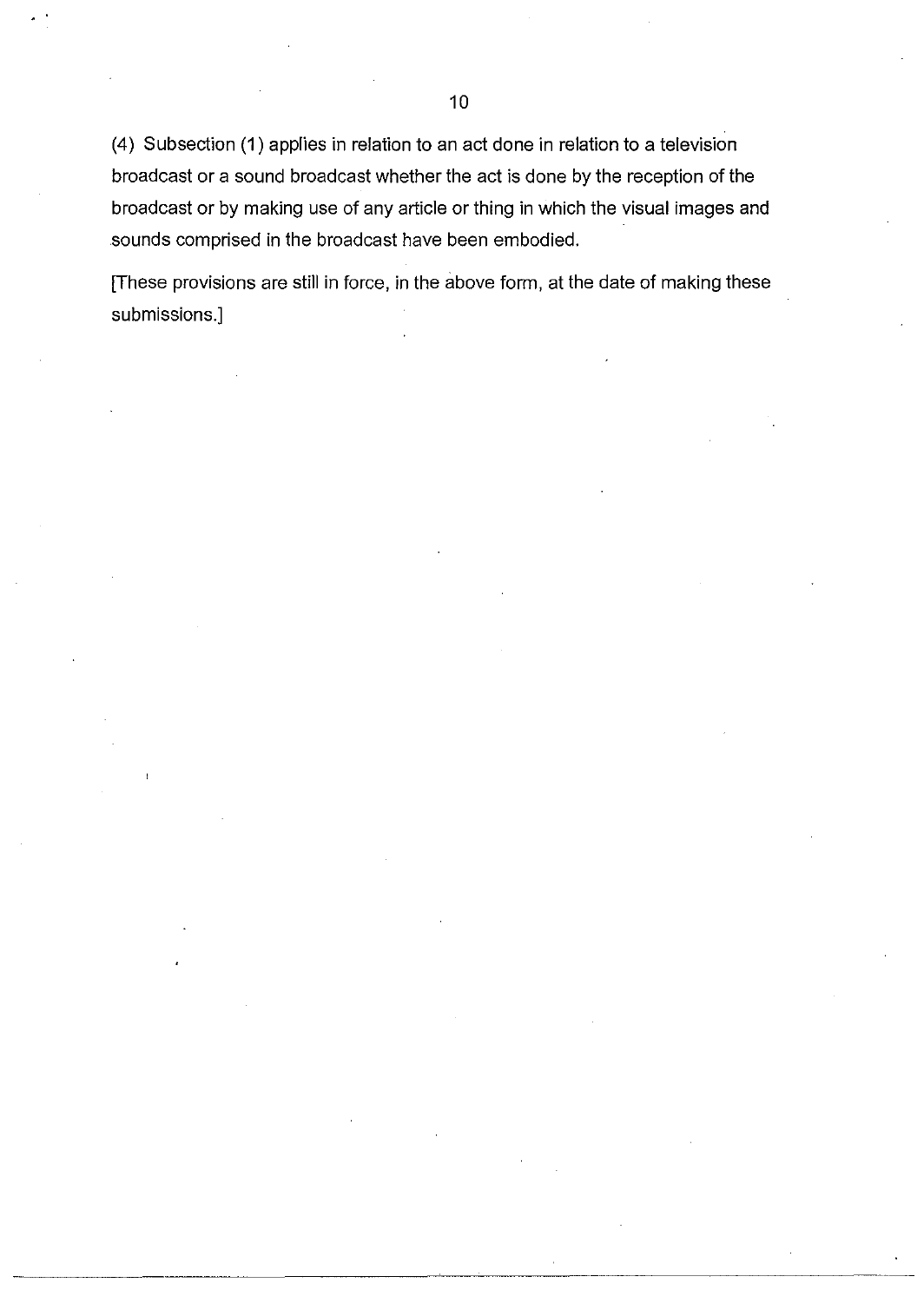(4) Subsection (1) applies in relation to an act done in relation to a television broadcast or a sound broadcast whether the act is done by the reception of the broadcast or by making use of any article or thing in which the visual images and sounds comprised in the broadcast have been embodied.

[These provisions are still in force, in the above form, at the date of making these submissions.]